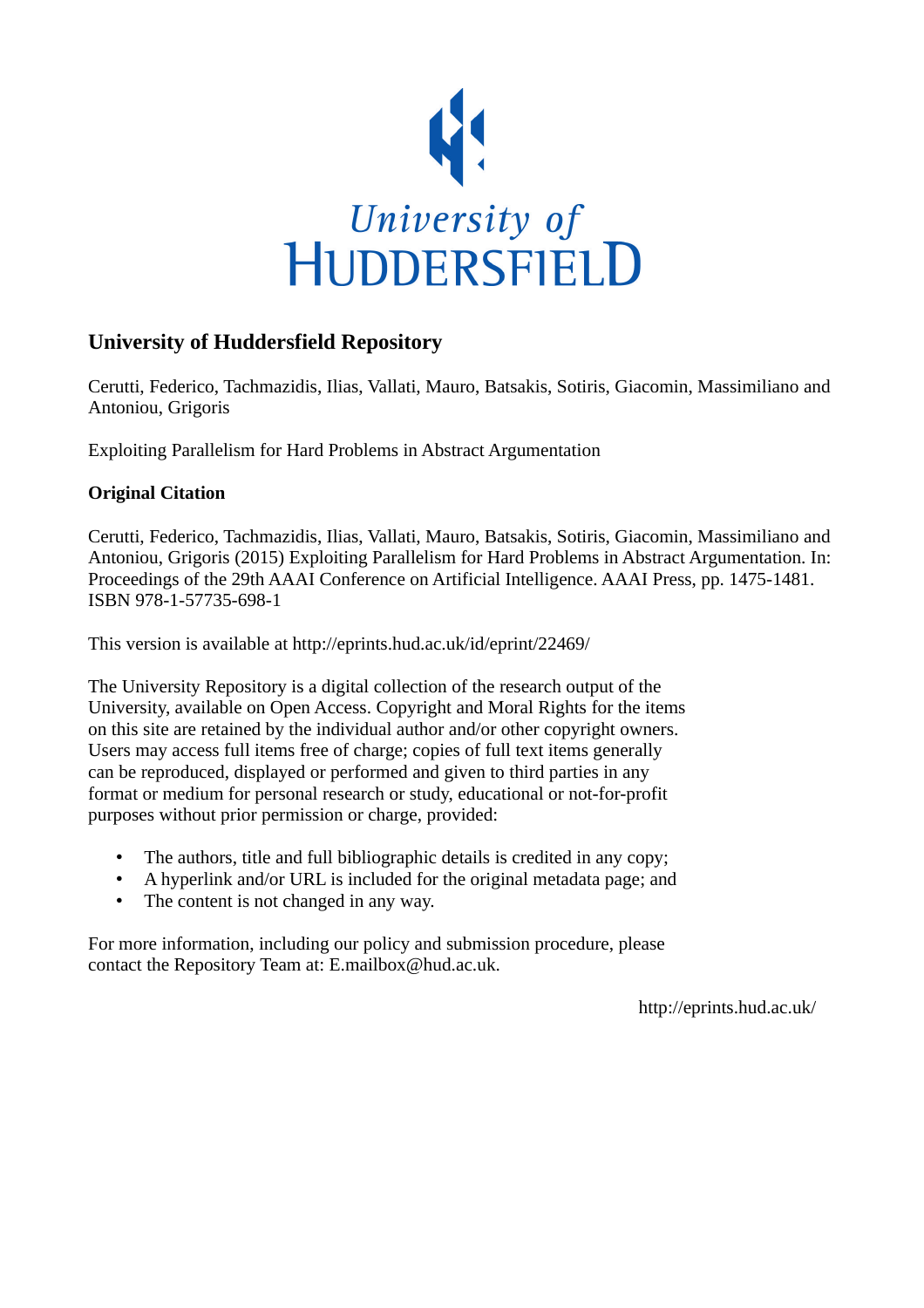University of HUDDERSFIELD

## University of Huddersfield Repository

Cerutti, Federico, Tachmazidis, Ilias, Vallati, Mauro, Batsakis, Sotiris, Giacomin, Massimiliano and Antoniou, Grigoris

Exploiting Parallelism for Hard Problems in Abstract Argumentation

### Original Citation

Cerutti, Federico, Tachmazidis, Ilias, Vallati, Mauro, Batsakis, Sotiris, Giacomin, Massimiliano and Antoniou, Grigoris (2015) Exploiting Parallelism for Hard Problems in Abstract Argumentation. In: Proceedings of the 29th AAAI Conference on Artificial Intelligence. AAAI Press, pp. 1475-1481. ISBN 978-1-57735-698-1

This version is available at http://eprints.hud.ac.uk/id/eprint/22469/

The University Repository is a digital collection of the research output of the University, available on Open Access. Copyright and Moral Rights for the items on this site are retained by the individual author and/or other copyright owners. Users may access full items free of charge; copies of full text items generally can be reproduced, displayed or performed and given to third parties in any format or medium for personal research or study, educational or not-for-profit purposes without prior permission or charge, provided:

- The authors, title and full bibliographic details is credited in any copy;
- A hyperlink and/or URL is included for the original metadata page; and
- The content is not changed in any way.

For more information, including our policy and submission procedure, please contact the Repository Team at: E.mailbox@hud.ac.uk.

http://eprints.hud.ac.uk/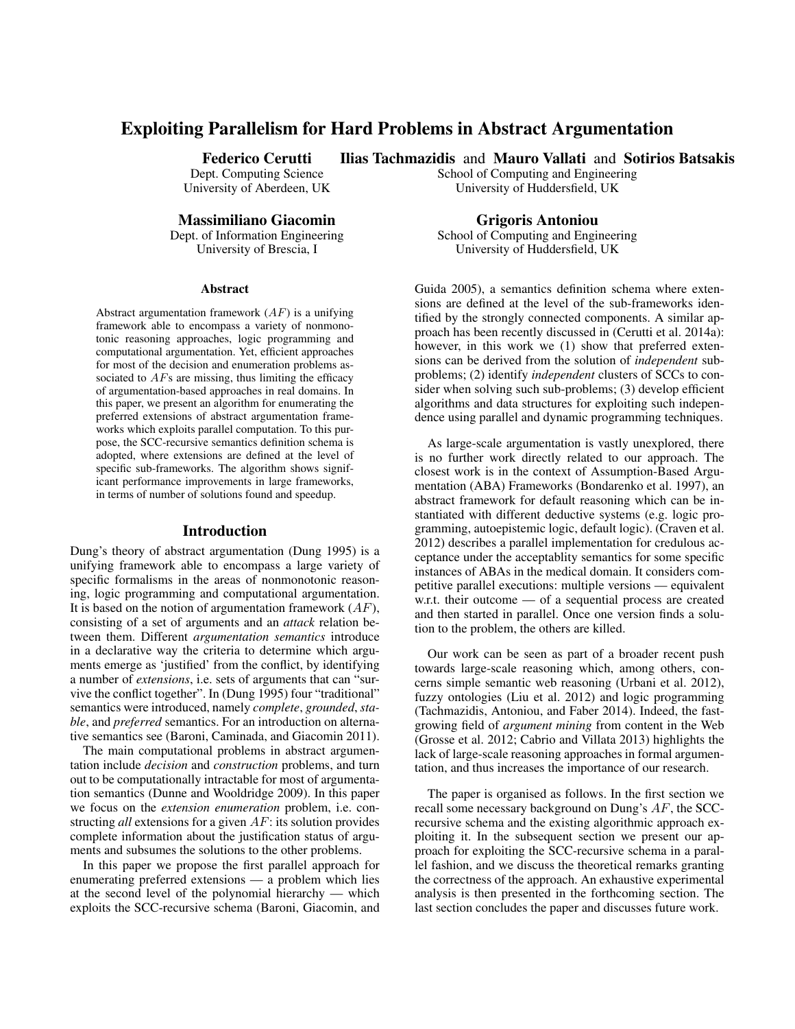# Exploiting Parallelism for Hard Problems in Abstract Argumentation

**Federico Cerutti**
Dept. Computing Science
University of Aberdeen, UK

**Ilias Tachmazidis** and **Mauro Vallati** and **Sotirios Batsakis**
School of Computing and Engineering
University of Huddersfield, UK

**Massimiliano Giacomin**
Dept. of Information Engineering
University of Brescia, I

**Grigoris Antoniou**
School of Computing and Engineering
University of Huddersfield, UK

### Abstract

Abstract argumentation framework ($AF$) is a unifying framework able to encompass a variety of nonmonotonic reasoning approaches, logic programming and computational argumentation. Yet, efficient approaches for most of the decision and enumeration problems associated to $AF$s are missing, thus limiting the efficacy of argumentation-based approaches in real domains. In this paper, we present an algorithm for enumerating the preferred extensions of abstract argumentation frameworks which exploits parallel computation. To this purpose, the SCC-recursive semantics definition schema is adopted, where extensions are defined at the level of specific sub-frameworks. The algorithm shows significant performance improvements in large frameworks, in terms of number of solutions found and speedup.

## Introduction

Dung's theory of abstract argumentation (Dung 1995) is a unifying framework able to encompass a large variety of specific formalisms in the areas of nonmonotonic reasoning, logic programming and computational argumentation. It is based on the notion of argumentation framework ($AF$), consisting of a set of arguments and an *attack* relation between them. Different *argumentation semantics* introduce in a declarative way the criteria to determine which arguments emerge as 'justified' from the conflict, by identifying a number of *extensions*, i.e. sets of arguments that can "survive the conflict together". In (Dung 1995) four "traditional" semantics were introduced, namely *complete*, *grounded*, *stable*, and *preferred* semantics. For an introduction on alternative semantics see (Baroni, Caminada, and Giacomin 2011).

The main computational problems in abstract argumentation include *decision* and *construction* problems, and turn out to be computationally intractable for most of argumentation semantics (Dunne and Wooldridge 2009). In this paper we focus on the *extension enumeration* problem, i.e. constructing *all* extensions for a given $AF$: its solution provides complete information about the justification status of arguments and subsumes the solutions to the other problems.

In this paper we propose the first parallel approach for enumerating preferred extensions — a problem which lies at the second level of the polynomial hierarchy — which exploits the SCC-recursive schema (Baroni, Giacomin, and Guida 2005), a semantics definition schema where extensions are defined at the level of the sub-frameworks identified by the strongly connected components. A similar approach has been recently discussed in (Cerutti et al. 2014a): however, in this work we (1) show that preferred extensions can be derived from the solution of *independent* subproblems; (2) identify *independent* clusters of SCCs to consider when solving such sub-problems; (3) develop efficient algorithms and data structures for exploiting such independence using parallel and dynamic programming techniques.

As large-scale argumentation is vastly unexplored, there is no further work directly related to our approach. The closest work is in the context of Assumption-Based Argumentation (ABA) Frameworks (Bondarenko et al. 1997), an abstract framework for default reasoning which can be instantiated with different deductive systems (e.g. logic programming, autoepistemic logic, default logic). (Craven et al. 2012) describes a parallel implementation for credulous acceptance under the acceptablity semantics for some specific instances of ABAs in the medical domain. It considers competitive parallel executions: multiple versions — equivalent w.r.t. their outcome — of a sequential process are created and then started in parallel. Once one version finds a solution to the problem, the others are killed.

Our work can be seen as part of a broader recent push towards large-scale reasoning which, among others, concerns simple semantic web reasoning (Urbani et al. 2012), fuzzy ontologies (Liu et al. 2012) and logic programming (Tachmazidis, Antoniou, and Faber 2014). Indeed, the fast-growing field of *argument mining* from content in the Web (Grosse et al. 2012; Cabrio and Villata 2013) highlights the lack of large-scale reasoning approaches in formal argumentation, and thus increases the importance of our research.

The paper is organised as follows. In the first section we recall some necessary background on Dung's $AF$, the SCC-recursive schema and the existing algorithmic approach exploiting it. In the subsequent section we present our approach for exploiting the SCC-recursive schema in a parallel fashion, and we discuss the theoretical remarks granting the correctness of the approach. An exhaustive experimental analysis is then presented in the forthcoming section. The last section concludes the paper and discusses future work.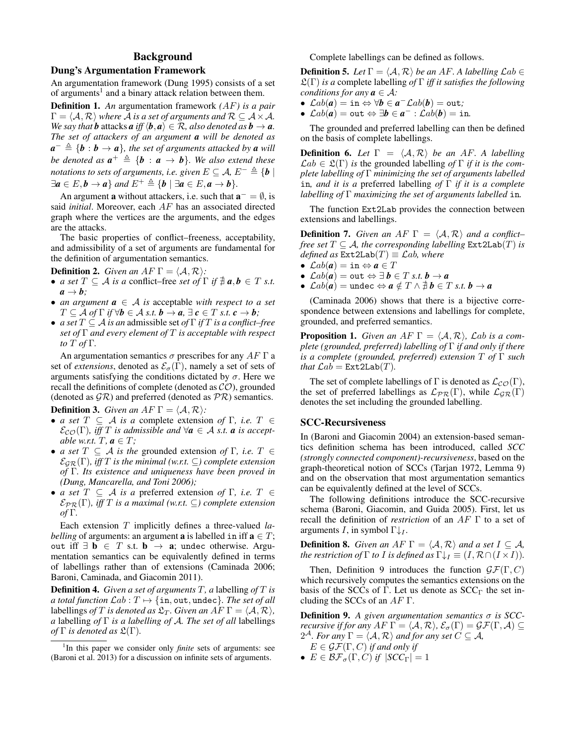## Background

### Dung's Argumentation Framework

An argumentation framework (Dung 1995) consists of a set of arguments[1] and a binary attack relation between them.

**Definition 1.** *An* argumentation framework *(AF) is a pair $\Gamma = \langle \mathcal{A}, \mathcal{R} \rangle$ where $\mathcal{A}$ is a set of arguments and $\mathcal{R} \subseteq \mathcal{A} \times \mathcal{A}$. We say that $\boldsymbol{b}$* attacks *$\boldsymbol{a}$ iff $\langle \boldsymbol{b}, \boldsymbol{a} \rangle \in \mathcal{R}$, also denoted as $\boldsymbol{b} \rightarrow \boldsymbol{a}$. The set of attackers of an argument $\boldsymbol{a}$ will be denoted as $\boldsymbol{a}^- \triangleq \{\boldsymbol{b} : \boldsymbol{b} \rightarrow \boldsymbol{a}\}$, the set of arguments attacked by $\boldsymbol{a}$ will be denoted as $\boldsymbol{a}^+ \triangleq \{\boldsymbol{b} : \boldsymbol{a} \rightarrow \boldsymbol{b}\}$. We also extend these notations to sets of arguments, i.e. given $E \subseteq \mathcal{A}$, $E^- \triangleq \{\boldsymbol{b} \mid \exists \boldsymbol{a} \in E, \boldsymbol{b} \rightarrow \boldsymbol{a}\}$ and $E^+ \triangleq \{\boldsymbol{b} \mid \exists \boldsymbol{a} \in E, \boldsymbol{a} \rightarrow \boldsymbol{b}\}$.*

An argument $\mathbf{a}$ without attackers, i.e. such that $\mathbf{a}^- = \emptyset$, is said *initial*. Moreover, each $AF$ has an associated directed graph where the vertices are the arguments, and the edges are the attacks.

The basic properties of conflict–freeness, acceptability, and admissibility of a set of arguments are fundamental for the definition of argumentation semantics.

**Definition 2.** *Given an $AF$ $\Gamma = \langle \mathcal{A}, \mathcal{R} \rangle$:*

- *a set $T \subseteq \mathcal{A}$ is a* conflict–free *set of $\Gamma$ if $\nexists\, \boldsymbol{a}, \boldsymbol{b} \in T$ s.t. $\boldsymbol{a} \rightarrow \boldsymbol{b}$;*
- *an argument $\boldsymbol{a} \in \mathcal{A}$ is* acceptable *with respect to a set $T \subseteq \mathcal{A}$ of $\Gamma$ if $\forall \boldsymbol{b} \in \mathcal{A}$ s.t. $\boldsymbol{b} \rightarrow \boldsymbol{a}$, $\exists\, \boldsymbol{c} \in T$ s.t. $\boldsymbol{c} \rightarrow \boldsymbol{b}$;*
- *a set $T \subseteq \mathcal{A}$ is an* admissible set *of $\Gamma$ if $T$ is a conflict–free set of $\Gamma$ and every element of $T$ is acceptable with respect to $T$ of $\Gamma$.*

An argumentation semantics $\sigma$ prescribes for any $AF$ $\Gamma$ a set of *extensions*, denoted as $\mathcal{E}_\sigma(\Gamma)$, namely a set of sets of arguments satisfying the conditions dictated by $\sigma$. Here we recall the definitions of complete (denoted as $\mathcal{CO}$), grounded (denoted as $\mathcal{GR}$) and preferred (denoted as $\mathcal{PR}$) semantics.

**Definition 3.** *Given an $AF$ $\Gamma = \langle \mathcal{A}, \mathcal{R} \rangle$:*

- *a set $T \subseteq \mathcal{A}$ is a* complete extension *of $\Gamma$, i.e. $T \in \mathcal{E}_{\mathcal{CO}}(\Gamma)$, iff $T$ is admissible and $\forall \boldsymbol{a} \in \mathcal{A}$ s.t. $\boldsymbol{a}$ is acceptable w.r.t. $T$, $\boldsymbol{a} \in T$;*
- *a set $T \subseteq \mathcal{A}$ is the* grounded extension *of $\Gamma$, i.e. $T \in \mathcal{E}_{\mathcal{GR}}(\Gamma)$, iff $T$ is the minimal (w.r.t. $\subseteq$) complete extension of $\Gamma$. Its existence and uniqueness have been proved in (Dung, Mancarella, and Toni 2006);*
- *a set $T \subseteq \mathcal{A}$ is a* preferred extension *of $\Gamma$, i.e. $T \in \mathcal{E}_{\mathcal{PR}}(\Gamma)$, iff $T$ is a maximal (w.r.t. $\subseteq$) complete extension of $\Gamma$.*

Each extension $T$ implicitly defines a three-valued *labelling* of arguments: an argument $\mathbf{a}$ is labelled `in` iff $\mathbf{a} \in T$; `out` iff $\exists\ \mathbf{b} \in T$ s.t. $\mathbf{b} \rightarrow \mathbf{a}$; `undec` otherwise. Argumentation semantics can be equivalently defined in terms of labellings rather than of extensions (Caminada 2006; Baroni, Caminada, and Giacomin 2011).

**Definition 4.** *Given a set of arguments $T$, a* labelling *of $T$ is a total function $\mathcal{L}ab : T \mapsto \{\texttt{in}, \texttt{out}, \texttt{undec}\}$. The set of all* labellings *of $T$ is denoted as $\mathfrak{L}_T$. Given an $AF$ $\Gamma = \langle \mathcal{A}, \mathcal{R} \rangle$, a* labelling *of $\Gamma$ is a labelling of $\mathcal{A}$. The set of all* labellings *of $\Gamma$ is denoted as $\mathfrak{L}(\Gamma)$.*

Complete labellings can be defined as follows.

**Definition 5.** *Let $\Gamma = \langle \mathcal{A}, \mathcal{R} \rangle$ be an $AF$. A labelling $\mathcal{L}ab \in \mathfrak{L}(\Gamma)$ is a* complete labelling *of $\Gamma$ iff it satisfies the following conditions for any $\boldsymbol{a} \in \mathcal{A}$:*

- *$\mathcal{L}ab(\boldsymbol{a}) = \texttt{in} \Leftrightarrow \forall \boldsymbol{b} \in \boldsymbol{a}^- \mathcal{L}ab(\boldsymbol{b}) = \texttt{out}$;*
- *$\mathcal{L}ab(\boldsymbol{a}) = \texttt{out} \Leftrightarrow \exists \boldsymbol{b} \in \boldsymbol{a}^- : \mathcal{L}ab(\boldsymbol{b}) = \texttt{in}$.*

The grounded and preferred labelling can then be defined on the basis of complete labellings.

**Definition 6.** *Let $\Gamma = \langle \mathcal{A}, \mathcal{R} \rangle$ be an $AF$. A labelling $\mathcal{L}ab \in \mathfrak{L}(\Gamma)$ is* the grounded labelling *of $\Gamma$ if it is the complete labelling of $\Gamma$ minimizing the set of arguments labelled* `in`*, and it is a* preferred labelling *of $\Gamma$ if it is a complete labelling of $\Gamma$ maximizing the set of arguments labelled* `in`*.*

The function `Ext2Lab` provides the connection between extensions and labellings.

**Definition 7.** *Given an $AF$ $\Gamma = \langle \mathcal{A}, \mathcal{R} \rangle$ and a conflict–free set $T \subseteq \mathcal{A}$, the corresponding labelling $\texttt{Ext2Lab}(T)$ is defined as $\texttt{Ext2Lab}(T) \equiv \mathcal{L}ab$, where*

- *$\mathcal{L}ab(\boldsymbol{a}) = \texttt{in} \Leftrightarrow \boldsymbol{a} \in T$*
- *$\mathcal{L}ab(\boldsymbol{a}) = \texttt{out} \Leftrightarrow \exists\, \boldsymbol{b} \in T$ s.t. $\boldsymbol{b} \rightarrow \boldsymbol{a}$*
- *$\mathcal{L}ab(\boldsymbol{a}) = \texttt{undec} \Leftrightarrow \boldsymbol{a} \notin T \wedge \nexists\, \boldsymbol{b} \in T$ s.t. $\boldsymbol{b} \rightarrow \boldsymbol{a}$*

(Caminada 2006) shows that there is a bijective correspondence between extensions and labellings for complete, grounded, and preferred semantics.

**Proposition 1.** *Given an $AF$ $\Gamma = \langle \mathcal{A}, \mathcal{R} \rangle$, $\mathcal{L}ab$ is a complete (grounded, preferred) labelling of $\Gamma$ if and only if there is a complete (grounded, preferred) extension $T$ of $\Gamma$ such that $\mathcal{L}ab = \texttt{Ext2Lab}(T)$.*

The set of complete labellings of $\Gamma$ is denoted as $\mathcal{L}_{\mathcal{CO}}(\Gamma)$, the set of preferred labellings as $\mathcal{L}_{\mathcal{PR}}(\Gamma)$, while $\mathcal{L}_{\mathcal{GR}}(\Gamma)$ denotes the set including the grounded labelling.

### SCC-Recursiveness

In (Baroni and Giacomin 2004) an extension-based semantics definition schema has been introduced, called *SCC (strongly connected component)-recursiveness*, based on the graph-theoretical notion of SCCs (Tarjan 1972, Lemma 9) and on the observation that most argumentation semantics can be equivalently defined at the level of SCCs.

The following definitions introduce the SCC-recursive schema (Baroni, Giacomin, and Guida 2005). First, let us recall the definition of *restriction* of an $AF$ $\Gamma$ to a set of arguments $I$, in symbol $\Gamma\downarrow_I$.

**Definition 8.** *Given an $AF$ $\Gamma = \langle \mathcal{A}, \mathcal{R} \rangle$ and a set $I \subseteq \mathcal{A}$, the restriction of $\Gamma$ to $I$ is defined as $\Gamma\downarrow_I \equiv (I, \mathcal{R} \cap (I \times I))$.*

Then, Definition 9 introduces the function $\mathcal{GF}(\Gamma, C)$ which recursively computes the semantics extensions on the basis of the SCCs of $\Gamma$. Let us denote as $\text{SCC}_\Gamma$ the set including the SCCs of an $AF$ $\Gamma$.

**Definition 9.** *A given argumentation semantics $\sigma$ is SCC-recursive if for any $AF$ $\Gamma = \langle \mathcal{A}, \mathcal{R} \rangle$, $\mathcal{E}_\sigma(\Gamma) = \mathcal{GF}(\Gamma, \mathcal{A}) \subseteq 2^{\mathcal{A}}$. For any $\Gamma = \langle \mathcal{A}, \mathcal{R} \rangle$ and for any set $C \subseteq \mathcal{A}$,*

*$E \in \mathcal{GF}(\Gamma, C)$ if and only if*

- *$E \in \mathcal{BF}_\sigma(\Gamma, C)$ if $|SCC_\Gamma| = 1$*

[1] In this paper we consider only *finite* sets of arguments: see (Baroni et al. 2013) for a discussion on infinite sets of arguments.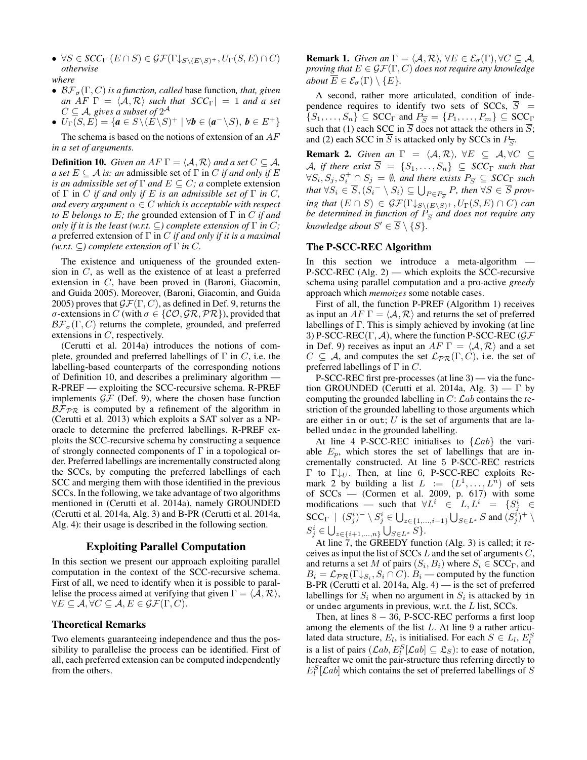- $\forall S \in SCC_\Gamma$ $(E \cap S) \in \mathcal{GF}(\Gamma\downarrow_{S\setminus(E\setminus S)^+}, U_\Gamma(S,E) \cap C)$ *otherwise*

*where*

- $\mathcal{BF}_\sigma(\Gamma, C)$ *is a function, called* base function*, that, given an $AF$ $\Gamma = \langle \mathcal{A}, \mathcal{R} \rangle$ such that $|SCC_\Gamma| = 1$ and a set $C \subseteq \mathcal{A}$, gives a subset of $2^{\mathcal{A}}$*
- $U_\Gamma(S, E) = \{\boldsymbol{a} \in S \setminus (E \setminus S)^+ \mid \forall \boldsymbol{b} \in (\boldsymbol{a}^- \setminus S), \boldsymbol{b} \in E^+\}$

The schema is based on the notions of extension of an $AF$ *in a set of arguments*.

**Definition 10.** *Given an $AF$ $\Gamma = \langle \mathcal{A}, \mathcal{R} \rangle$ and a set $C \subseteq \mathcal{A}$, a set $E \subseteq \mathcal{A}$ is: an* admissible set of $\Gamma$ in $C$ *if and only if $E$ is an admissible set of $\Gamma$ and $E \subseteq C$; a* complete extension of $\Gamma$ in $C$ *if and only if $E$ is an admissible set of $\Gamma$ in $C$, and every argument $\alpha \in C$ which is acceptable with respect to $E$ belongs to $E$; the* grounded extension of $\Gamma$ in $C$ *if and only if it is the least (w.r.t. $\subseteq$) complete extension of $\Gamma$ in $C$; a* preferred extension of $\Gamma$ in $C$ *if and only if it is a maximal (w.r.t. $\subseteq$) complete extension of $\Gamma$ in $C$.*

The existence and uniqueness of the grounded extension in $C$, as well as the existence of at least a preferred extension in $C$, have been proved in (Baroni, Giacomin, and Guida 2005). Moreover, (Baroni, Giacomin, and Guida 2005) proves that $\mathcal{GF}(\Gamma, C)$, as defined in Def. 9, returns the $\sigma$-extensions in $C$ (with $\sigma \in \{\mathcal{CO}, \mathcal{GR}, \mathcal{PR}\}$), provided that $\mathcal{BF}_\sigma(\Gamma, C)$ returns the complete, grounded, and preferred extensions in $C$, respectively.

(Cerutti et al. 2014a) introduces the notions of complete, grounded and preferred labellings of $\Gamma$ in $C$, i.e. the labelling-based counterparts of the corresponding notions of Definition 10, and describes a preliminary algorithm — R-PREF — exploiting the SCC-recursive schema. R-PREF implements $\mathcal{GF}$ (Def. 9), where the chosen base function $\mathcal{BF}_{\mathcal{PR}}$ is computed by a refinement of the algorithm in (Cerutti et al. 2013) which exploits a SAT solver as a NP-oracle to determine the preferred labellings. R-PREF exploits the SCC-recursive schema by constructing a sequence of strongly connected components of $\Gamma$ in a topological order. Preferred labellings are incrementally constructed along the SCCs, by computing the preferred labellings of each SCC and merging them with those identified in the previous SCCs. In the following, we take advantage of two algorithms mentioned in (Cerutti et al. 2014a), namely GROUNDED (Cerutti et al. 2014a, Alg. 3) and B-PR (Cerutti et al. 2014a, Alg. 4): their usage is described in the following section.

## Exploiting Parallel Computation

In this section we present our approach exploiting parallel computation in the context of the SCC-recursive schema. First of all, we need to identify when it is possible to parallelise the process aimed at verifying that given $\Gamma = \langle \mathcal{A}, \mathcal{R} \rangle$, $\forall E \subseteq \mathcal{A}, \forall C \subseteq \mathcal{A}, E \in \mathcal{GF}(\Gamma, C)$.

### Theoretical Remarks

Two elements guaranteeing independence and thus the possibility to parallelise the process can be identified. First of all, each preferred extension can be computed independently from the others.

**Remark 1.** *Given an $\Gamma = \langle \mathcal{A}, \mathcal{R} \rangle$, $\forall E \in \mathcal{E}_\sigma(\Gamma), \forall C \subseteq \mathcal{A}$, proving that $E \in \mathcal{GF}(\Gamma, C)$ does not require any knowledge about $\overline{E} \in \mathcal{E}_\sigma(\Gamma) \setminus \{E\}$.*

A second, rather more articulated, condition of independence requires to identify two sets of SCCs, $\overline{S} = \{S_1, \ldots, S_n\} \subseteq \text{SCC}_\Gamma$ and $P_{\overline{S}} = \{P_1, \ldots, P_m\} \subseteq \text{SCC}_\Gamma$ such that (1) each SCC in $\overline{S}$ does not attack the others in $\overline{S}$; and (2) each SCC in $\overline{S}$ is attacked only by SCCs in $P_{\overline{S}}$.

**Remark 2.** *Given an $\Gamma = \langle \mathcal{A}, \mathcal{R} \rangle$, $\forall E \subseteq \mathcal{A}, \forall C \subseteq \mathcal{A}$, if there exist $\overline{S} = \{S_1, \ldots, S_n\} \subseteq SCC_\Gamma$ such that $\forall S_i, S_j, S_i^+ \cap S_j = \emptyset$, and there exists $P_{\overline{S}} \subseteq SCC_\Gamma$ such that $\forall S_i \in \overline{S}, ({S_i}^- \setminus S_i) \subseteq \bigcup_{P \in P_{\overline{S}}} P$, then $\forall S \in \overline{S}$ proving that $(E \cap S) \in \mathcal{GF}(\Gamma\downarrow_{S\setminus(E\setminus S)^+}, U_\Gamma(S,E) \cap C)$ can be determined in function of $P_{\overline{S}}$ and does not require any knowledge about $S' \in \overline{S} \setminus \{S\}$.*

## The P-SCC-REC Algorithm

In this section we introduce a meta-algorithm — P-SCC-REC (Alg. 2) — which exploits the SCC-recursive schema using parallel computation and a pro-active *greedy* approach which *memoizes* some notable cases.

First of all, the function P-PREF (Algorithm 1) receives as input an $AF$ $\Gamma = \langle \mathcal{A}, \mathcal{R} \rangle$ and returns the set of preferred labellings of $\Gamma$. This is simply achieved by invoking (at line 3) P-SCC-REC($\Gamma, \mathcal{A}$), where the function P-SCC-REC ($\mathcal{GF}$ in Def. 9) receives as input an $AF$ $\Gamma = \langle \mathcal{A}, \mathcal{R} \rangle$ and a set $C \subseteq \mathcal{A}$, and computes the set $\mathcal{L}_{\mathcal{PR}}(\Gamma, C)$, i.e. the set of preferred labellings of $\Gamma$ in $C$.

P-SCC-REC first pre-processes (at line 3) — via the function GROUNDED (Cerutti et al. 2014a, Alg. 3) — $\Gamma$ by computing the grounded labelling in $C$: $\mathcal{L}ab$ contains the restriction of the grounded labelling to those arguments which are either in or out; $U$ is the set of arguments that are labelled undec in the grounded labelling.

At line 4 P-SCC-REC initialises to $\{\mathcal{L}ab\}$ the variable $E_p$, which stores the set of labellings that are incrementally constructed. At line 5 P-SCC-REC restricts $\Gamma$ to $\Gamma\downarrow_U$. Then, at line 6, P-SCC-REC exploits Remark 2 by building a list $L := (L^1, \ldots, L^n)$ of sets of SCCs — (Cormen et al. 2009, p. 617) with some modifications — such that $\forall L^i \in L, L^i = \{S^i_j \in \text{SCC}_\Gamma \mid (S^i_j)^- \setminus S^i_j \in \bigcup_{z \in \{1,\ldots,i-1\}} \bigcup_{S \in L^z} S$ and $(S^i_j)^+ \setminus S^i_j \in \bigcup_{z \in \{i+1,\ldots,n\}} \bigcup_{S \in L^z} S\}$.

At line 7, the GREEDY function (Alg. 3) is called; it receives as input the list of SCCs $L$ and the set of arguments $C$, and returns a set $M$ of pairs $(S_i, B_i)$ where $S_i \in \text{SCC}_\Gamma$, and $B_i = \mathcal{L}_{\mathcal{PR}}(\Gamma\downarrow_{S_i}, S_i \cap C)$. $B_i$ — computed by the function B-PR (Cerutti et al. 2014a, Alg. 4) — is the set of preferred labellings for $S_i$ when no argument in $S_i$ is attacked by in or undec arguments in previous, w.r.t. the $L$ list, SCCs.

Then, at lines $8 - 36$, P-SCC-REC performs a first loop among the elements of the list $L$. At line 9 a rather articulated data structure, $E_l$, is initialised. For each $S \in L_l$, $E^S_l$ is a list of pairs $(\mathcal{L}ab, E^S_l[\mathcal{L}ab] \subseteq \mathfrak{L}_S)$: to ease of notation, hereafter we omit the pair-structure thus referring directly to $E^S_l[\mathcal{L}ab]$ which contains the set of preferred labellings of $S$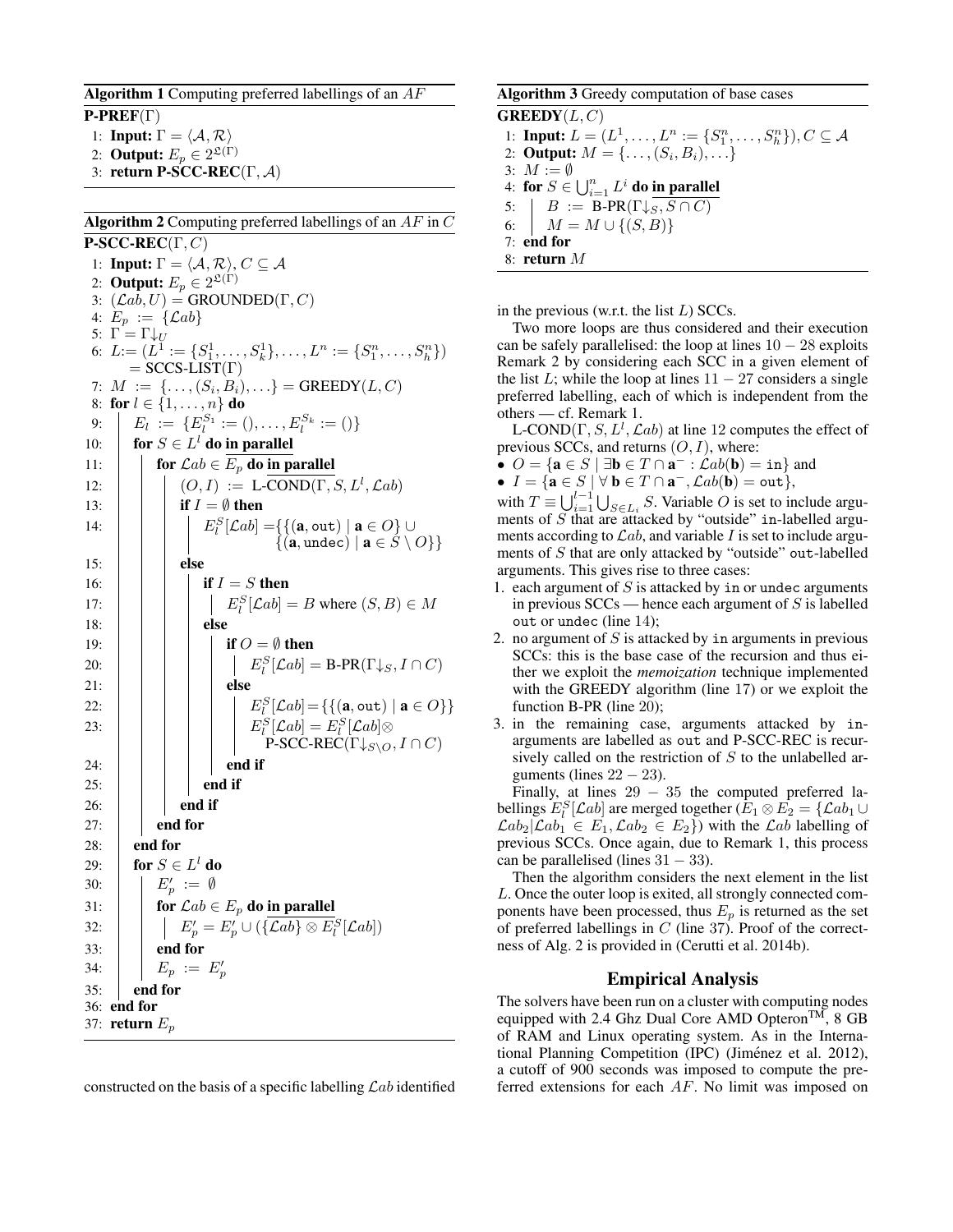**Algorithm 1** Computing preferred labellings of an $AF$

```
P-PREF(Γ)
1: Input: Γ = ⟨A, R⟩
2: Output: E_p ∈ 2^{𝔏(Γ)}
3: return P-SCC-REC(Γ, A)
```

**Algorithm 2** Computing preferred labellings of an $AF$ in $C$

```
P-SCC-REC(Γ, C)
1: Input: Γ = ⟨A, R⟩, C ⊆ A
2: Output: E_p ∈ 2^{𝔏(Γ)}
3: (Lab, U) = GROUNDED(Γ, C)
4: E_p := {Lab}
5: Γ = Γ↓_U
6: L := (L^1 := {S^1_1, ..., S^1_k}, ..., L^n := {S^n_1, ..., S^n_h})
      = SCCS-LIST(Γ)
7: M := {..., (S_i, B_i), ...} = GREEDY(L, C)
8: for l ∈ {1, ..., n} do
9:     E_l := {E_l^{S_1} := (), ..., E_l^{S_k} := ()}
10:    for S ∈ L^l do in parallel
11:        for Lab ∈ E_p do in parallel
12:            (O, I) := L-COND(Γ, S, L^l, Lab)
13:            if I = ∅ then
14:                E_l^S[Lab] = {{(a, out) | a ∈ O} ∪
                                 {(a, undec) | a ∈ S \ O}}
15:            else
16:                if I = S then
17:                    E_l^S[Lab] = B where (S, B) ∈ M
18:                else
19:                    if O = ∅ then
20:                        E_l^S[Lab] = B-PR(Γ↓_S, I ∩ C)
21:                    else
22:                        E_l^S[Lab] = {{(a, out) | a ∈ O}}
23:                        E_l^S[Lab] = E_l^S[Lab] ⊗
                               P-SCC-REC(Γ↓_{S\O}, I ∩ C)
24:                    end if
25:                end if
26:            end if
27:        end for
28:    end for
29:    for S ∈ L^l do
30:        E'_p := ∅
31:        for Lab ∈ E_p do in parallel
32:            E'_p = E'_p ∪ ({Lab} ⊗ E_l^S[Lab])
33:        end for
34:        E_p := E'_p
35:    end for
36: end for
37: return E_p
```

constructed on the basis of a specific labelling $\mathcal{L}ab$ identified

**Algorithm 3** Greedy computation of base cases

```
GREEDY(L, C)
1: Input: L = (L^1, ..., L^n := {S^n_1, ..., S^n_h}), C ⊆ A
2: Output: M = {..., (S_i, B_i), ...}
3: M := ∅
4: for S ∈ ⋃_{i=1}^n L^i do in parallel
5:     B := B-PR(Γ↓_S, S ∩ C)
6:     M = M ∪ {(S, B)}
7: end for
8: return M
```

in the previous (w.r.t. the list $L$) SCCs.

Two more loops are thus considered and their execution can be safely parallelised: the loop at lines $10-28$ exploits Remark 2 by considering each SCC in a given element of the list $L$; while the loop at lines $11-27$ considers a single preferred labelling, each of which is independent from the others — cf. Remark 1.

L-COND$(\Gamma, S, L^l, \mathcal{L}ab)$ at line 12 computes the effect of previous SCCs, and returns $(O, I)$, where:

- $O = \{\mathbf{a} \in S \mid \exists \mathbf{b} \in T \cap \mathbf{a}^- : \mathcal{L}ab(\mathbf{b}) = \texttt{in}\}$ and
- $I = \{\mathbf{a} \in S \mid \forall\, \mathbf{b} \in T \cap \mathbf{a}^-, \mathcal{L}ab(\mathbf{b}) = \texttt{out}\}$,

with $T \equiv \bigcup_{i=1}^{l-1} \bigcup_{S \in L_i} S$. Variable $O$ is set to include arguments of $S$ that are attacked by "outside" in-labelled arguments according to $\mathcal{L}ab$, and variable $I$ is set to include arguments of $S$ that are only attacked by "outside" out-labelled arguments. This gives rise to three cases:

1. each argument of $S$ is attacked by in or undec arguments in previous SCCs — hence each argument of $S$ is labelled out or undec (line 14);
2. no argument of $S$ is attacked by in arguments in previous SCCs: this is the base case of the recursion and thus either we exploit the *memoization* technique implemented with the GREEDY algorithm (line 17) or we exploit the function B-PR (line 20);
3. in the remaining case, arguments attacked by in-arguments are labelled as out and P-SCC-REC is recursively called on the restriction of $S$ to the unlabelled arguments (lines $22-23$).

Finally, at lines $29-35$ the computed preferred labellings $E_l^S[\mathcal{L}ab]$ are merged together ($E_1 \otimes E_2 = \{\mathcal{L}ab_1 \cup \mathcal{L}ab_2 | \mathcal{L}ab_1 \in E_1, \mathcal{L}ab_2 \in E_2\}$) with the $\mathcal{L}ab$ labelling of previous SCCs. Once again, due to Remark 1, this process can be parallelised (lines $31-33$).

Then the algorithm considers the next element in the list $L$. Once the outer loop is exited, all strongly connected components have been processed, thus $E_p$ is returned as the set of preferred labellings in $C$ (line 37). Proof of the correctness of Alg. 2 is provided in (Cerutti et al. 2014b).

## Empirical Analysis

The solvers have been run on a cluster with computing nodes equipped with 2.4 Ghz Dual Core AMD Opteron™, 8 GB of RAM and Linux operating system. As in the International Planning Competition (IPC) (Jiménez et al. 2012), a cutoff of 900 seconds was imposed to compute the preferred extensions for each $AF$. No limit was imposed on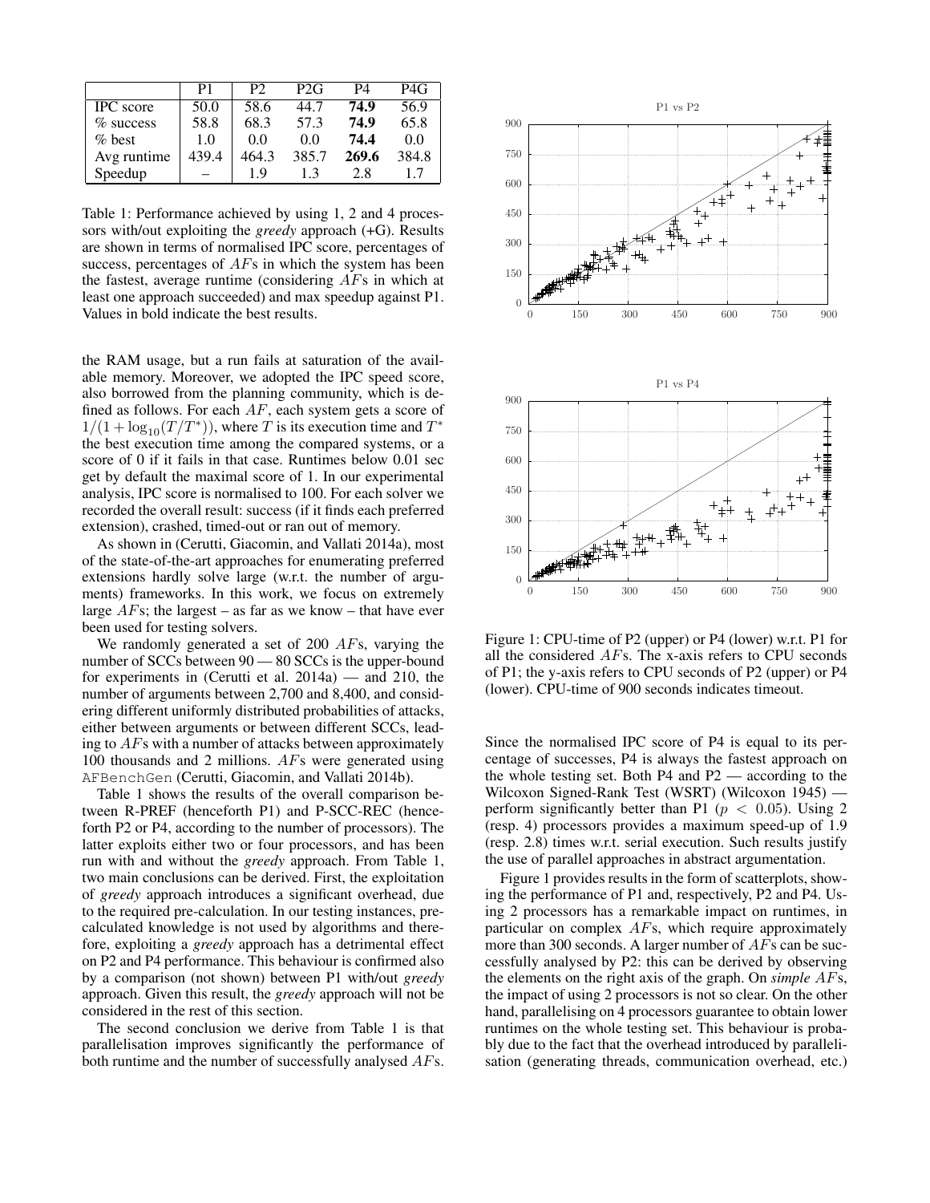|  | P1 | P2 | P2G | P4 | P4G |
|---|---|---|---|---|---|
| IPC score | 50.0 | 58.6 | 44.7 | **74.9** | 56.9 |
| % success | 58.8 | 68.3 | 57.3 | **74.9** | 65.8 |
| % best | 1.0 | 0.0 | 0.0 | **74.4** | 0.0 |
| Avg runtime | 439.4 | 464.3 | 385.7 | **269.6** | 384.8 |
| Speedup | – | 1.9 | 1.3 | 2.8 | 1.7 |

Table 1: Performance achieved by using 1, 2 and 4 processors with/out exploiting the *greedy* approach (+G). Results are shown in terms of normalised IPC score, percentages of success, percentages of $AF$s in which the system has been the fastest, average runtime (considering $AF$s in which at least one approach succeeded) and max speedup against P1. Values in bold indicate the best results.

the RAM usage, but a run fails at saturation of the available memory. Moreover, we adopted the IPC speed score, also borrowed from the planning community, which is defined as follows. For each $AF$, each system gets a score of $1/(1+\log_{10}(T/T^*))$, where $T$ is its execution time and $T^*$ the best execution time among the compared systems, or a score of 0 if it fails in that case. Runtimes below 0.01 sec get by default the maximal score of 1. In our experimental analysis, IPC score is normalised to 100. For each solver we recorded the overall result: success (if it finds each preferred extension), crashed, timed-out or ran out of memory.

As shown in (Cerutti, Giacomin, and Vallati 2014a), most of the state-of-the-art approaches for enumerating preferred extensions hardly solve large (w.r.t. the number of arguments) frameworks. In this work, we focus on extremely large $AF$s; the largest – as far as we know – that have ever been used for testing solvers.

We randomly generated a set of 200 $AF$s, varying the number of SCCs between 90 — 80 SCCs is the upper-bound for experiments in (Cerutti et al. 2014a) — and 210, the number of arguments between 2,700 and 8,400, and considering different uniformly distributed probabilities of attacks, either between arguments or between different SCCs, leading to $AF$s with a number of attacks between approximately 100 thousands and 2 millions. $AF$s were generated using `AFBenchGen` (Cerutti, Giacomin, and Vallati 2014b).

Table 1 shows the results of the overall comparison between R-PREF (henceforth P1) and P-SCC-REC (henceforth P2 or P4, according to the number of processors). The latter exploits either two or four processors, and has been run with and without the *greedy* approach. From Table 1, two main conclusions can be derived. First, the exploitation of *greedy* approach introduces a significant overhead, due to the required pre-calculation. In our testing instances, precalculated knowledge is not used by algorithms and therefore, exploiting a *greedy* approach has a detrimental effect on P2 and P4 performance. This behaviour is confirmed also by a comparison (not shown) between P1 with/out *greedy* approach. Given this result, the *greedy* approach will not be considered in the rest of this section.

The second conclusion we derive from Table 1 is that parallelisation improves significantly the performance of both runtime and the number of successfully analysed $AF$s. Since the normalised IPC score of P4 is equal to its percentage of successes, P4 is always the fastest approach on the whole testing set. Both P4 and P2 — according to the Wilcoxon Signed-Rank Test (WSRT) (Wilcoxon 1945) — perform significantly better than P1 ($p < 0.05$). Using 2 (resp. 4) processors provides a maximum speed-up of 1.9 (resp. 2.8) times w.r.t. serial execution. Such results justify the use of parallel approaches in abstract argumentation.

Figure 1: CPU-time of P2 (upper) or P4 (lower) w.r.t. P1 for all the considered $AF$s. The x-axis refers to CPU seconds of P1; the y-axis refers to CPU seconds of P2 (upper) or P4 (lower). CPU-time of 900 seconds indicates timeout.

Figure 1 provides results in the form of scatterplots, showing the performance of P1 and, respectively, P2 and P4. Using 2 processors has a remarkable impact on runtimes, in particular on complex $AF$s, which require approximately more than 300 seconds. A larger number of $AF$s can be successfully analysed by P2: this can be derived by observing the elements on the right axis of the graph. On *simple* $AF$s, the impact of using 2 processors is not so clear. On the other hand, parallelising on 4 processors guarantee to obtain lower runtimes on the whole testing set. This behaviour is probably due to the fact that the overhead introduced by parallelisation (generating threads, communication overhead, etc.)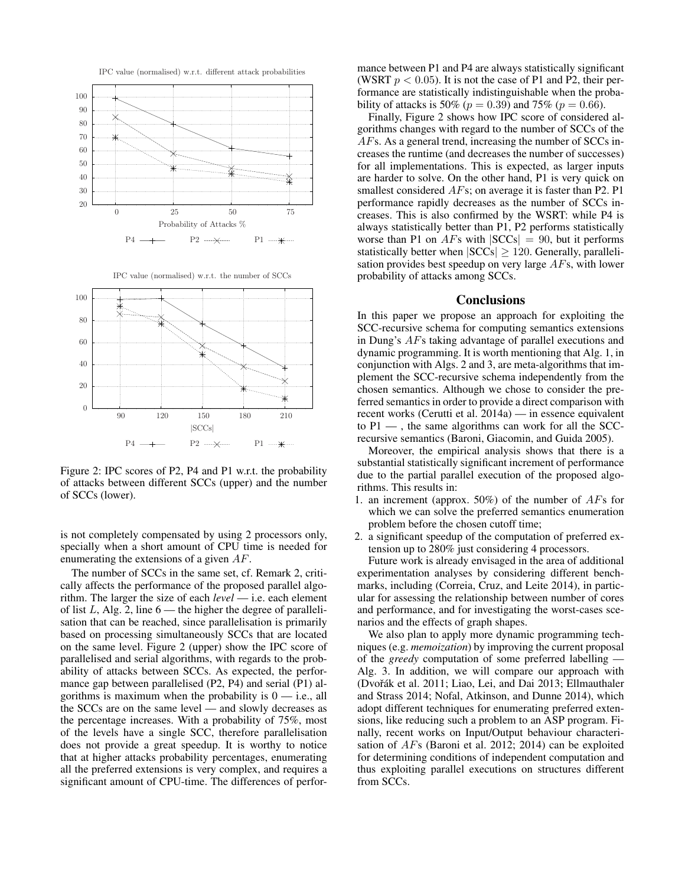IPC value (normalised) w.r.t. different attack probabilities

IPC value (normalised) w.r.t. the number of SCCs

Figure 2: IPC scores of P2, P4 and P1 w.r.t. the probability of attacks between different SCCs (upper) and the number of SCCs (lower).

is not completely compensated by using 2 processors only, specially when a short amount of CPU time is needed for enumerating the extensions of a given $AF$.

The number of SCCs in the same set, cf. Remark 2, critically affects the performance of the proposed parallel algorithm. The larger the size of each *level* — i.e. each element of list $L$, Alg. 2, line 6 — the higher the degree of parallelisation that can be reached, since parallelisation is primarily based on processing simultaneously SCCs that are located on the same level. Figure 2 (upper) show the IPC score of parallelised and serial algorithms, with regards to the probability of attacks between SCCs. As expected, the performance gap between parallelised (P2, P4) and serial (P1) algorithms is maximum when the probability is 0 — i.e., all the SCCs are on the same level — and slowly decreases as the percentage increases. With a probability of 75%, most of the levels have a single SCC, therefore parallelisation does not provide a great speedup. It is worthy to notice that at higher attacks probability percentages, enumerating all the preferred extensions is very complex, and requires a significant amount of CPU-time. The differences of performance between P1 and P4 are always statistically significant (WSRT $p < 0.05$). It is not the case of P1 and P2, their performance are statistically indistinguishable when the probability of attacks is 50% ($p = 0.39$) and 75% ($p = 0.66$).

Finally, Figure 2 shows how IPC score of considered algorithms changes with regard to the number of SCCs of the $AF$s. As a general trend, increasing the number of SCCs increases the runtime (and decreases the number of successes) for all implementations. This is expected, as larger inputs are harder to solve. On the other hand, P1 is very quick on smallest considered $AF$s; on average it is faster than P2. P1 performance rapidly decreases as the number of SCCs increases. This is also confirmed by the WSRT: while P4 is always statistically better than P1, P2 performs statistically worse than P1 on $AF$s with $|\text{SCCs}| = 90$, but it performs statistically better when $|\text{SCCs}| \geq 120$. Generally, parallelisation provides best speedup on very large $AF$s, with lower probability of attacks among SCCs.

## Conclusions

In this paper we propose an approach for exploiting the SCC-recursive schema for computing semantics extensions in Dung's $AF$s taking advantage of parallel executions and dynamic programming. It is worth mentioning that Alg. 1, in conjunction with Algs. 2 and 3, are meta-algorithms that implement the SCC-recursive schema independently from the chosen semantics. Although we chose to consider the preferred semantics in order to provide a direct comparison with recent works (Cerutti et al. 2014a) — in essence equivalent to P1 — , the same algorithms can work for all the SCC-recursive semantics (Baroni, Giacomin, and Guida 2005).

Moreover, the empirical analysis shows that there is a substantial statistically significant increment of performance due to the partial parallel execution of the proposed algorithms. This results in:

1. an increment (approx. 50%) of the number of $AF$s for which we can solve the preferred semantics enumeration problem before the chosen cutoff time;
2. a significant speedup of the computation of preferred extension up to 280% just considering 4 processors.

Future work is already envisaged in the area of additional experimentation analyses by considering different benchmarks, including (Correia, Cruz, and Leite 2014), in particular for assessing the relationship between number of cores and performance, and for investigating the worst-cases scenarios and the effects of graph shapes.

We also plan to apply more dynamic programming techniques (e.g. *memoization*) by improving the current proposal of the *greedy* computation of some preferred labelling — Alg. 3. In addition, we will compare our approach with (Dvořák et al. 2011; Liao, Lei, and Dai 2013; Ellmauthaler and Strass 2014; Nofal, Atkinson, and Dunne 2014), which adopt different techniques for enumerating preferred extensions, like reducing such a problem to an ASP program. Finally, recent works on Input/Output behaviour characterisation of $AF$s (Baroni et al. 2012; 2014) can be exploited for determining conditions of independent computation and thus exploiting parallel executions on structures different from SCCs.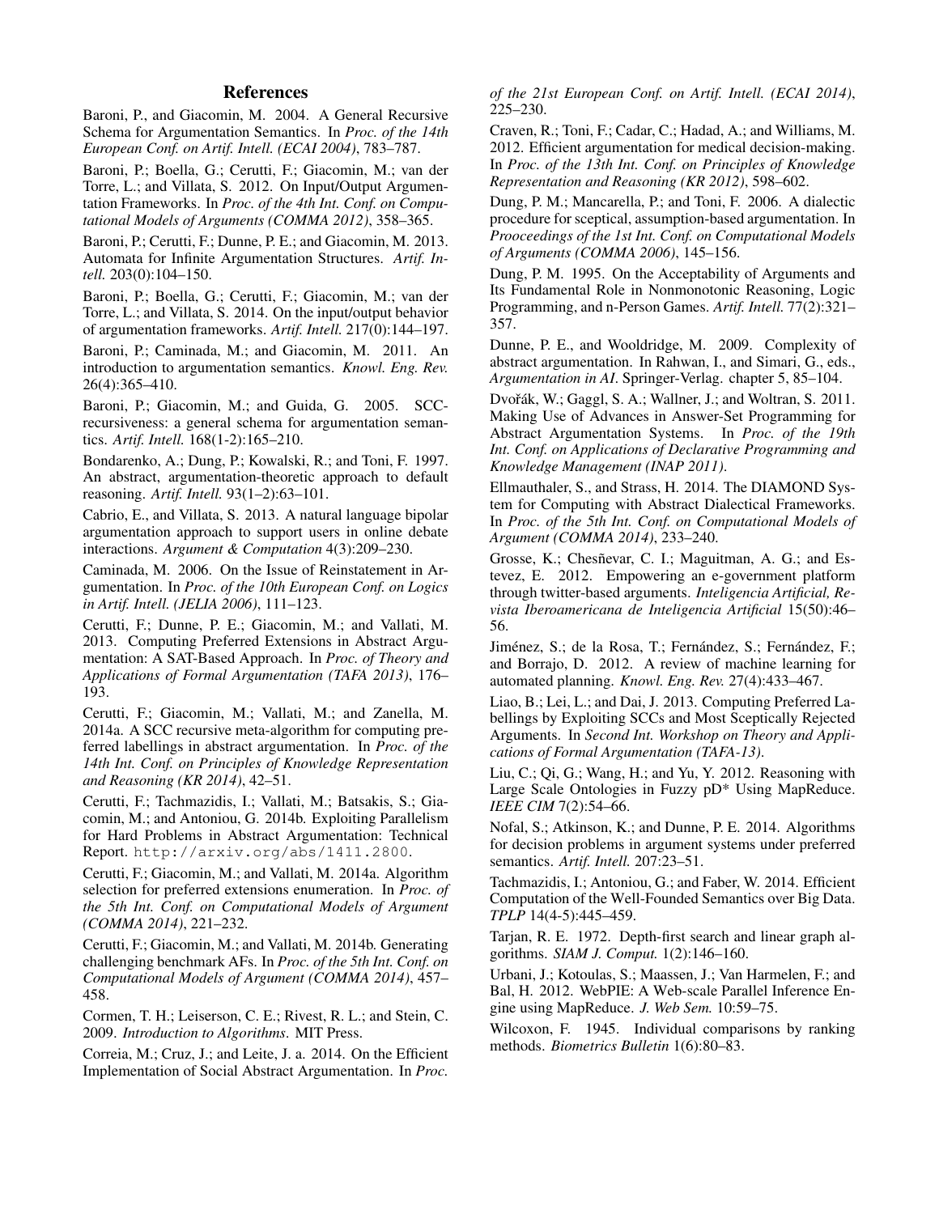## References

Baroni, P., and Giacomin, M. 2004. A General Recursive Schema for Argumentation Semantics. In *Proc. of the 14th European Conf. on Artif. Intell. (ECAI 2004)*, 783–787.

Baroni, P.; Boella, G.; Cerutti, F.; Giacomin, M.; van der Torre, L.; and Villata, S. 2012. On Input/Output Argumentation Frameworks. In *Proc. of the 4th Int. Conf. on Computational Models of Arguments (COMMA 2012)*, 358–365.

Baroni, P.; Cerutti, F.; Dunne, P. E.; and Giacomin, M. 2013. Automata for Infinite Argumentation Structures. *Artif. Intell.* 203(0):104–150.

Baroni, P.; Boella, G.; Cerutti, F.; Giacomin, M.; van der Torre, L.; and Villata, S. 2014. On the input/output behavior of argumentation frameworks. *Artif. Intell.* 217(0):144–197.

Baroni, P.; Caminada, M.; and Giacomin, M. 2011. An introduction to argumentation semantics. *Knowl. Eng. Rev.* 26(4):365–410.

Baroni, P.; Giacomin, M.; and Guida, G. 2005. SCC-recursiveness: a general schema for argumentation semantics. *Artif. Intell.* 168(1-2):165–210.

Bondarenko, A.; Dung, P.; Kowalski, R.; and Toni, F. 1997. An abstract, argumentation-theoretic approach to default reasoning. *Artif. Intell.* 93(1–2):63–101.

Cabrio, E., and Villata, S. 2013. A natural language bipolar argumentation approach to support users in online debate interactions. *Argument & Computation* 4(3):209–230.

Caminada, M. 2006. On the Issue of Reinstatement in Argumentation. In *Proc. of the 10th European Conf. on Logics in Artif. Intell. (JELIA 2006)*, 111–123.

Cerutti, F.; Dunne, P. E.; Giacomin, M.; and Vallati, M. 2013. Computing Preferred Extensions in Abstract Argumentation: A SAT-Based Approach. In *Proc. of Theory and Applications of Formal Argumentation (TAFA 2013)*, 176–193.

Cerutti, F.; Giacomin, M.; Vallati, M.; and Zanella, M. 2014a. A SCC recursive meta-algorithm for computing preferred labellings in abstract argumentation. In *Proc. of the 14th Int. Conf. on Principles of Knowledge Representation and Reasoning (KR 2014)*, 42–51.

Cerutti, F.; Tachmazidis, I.; Vallati, M.; Batsakis, S.; Giacomin, M.; and Antoniou, G. 2014b. Exploiting Parallelism for Hard Problems in Abstract Argumentation: Technical Report. `http://arxiv.org/abs/1411.2800`.

Cerutti, F.; Giacomin, M.; and Vallati, M. 2014a. Algorithm selection for preferred extensions enumeration. In *Proc. of the 5th Int. Conf. on Computational Models of Argument (COMMA 2014)*, 221–232.

Cerutti, F.; Giacomin, M.; and Vallati, M. 2014b. Generating challenging benchmark AFs. In *Proc. of the 5th Int. Conf. on Computational Models of Argument (COMMA 2014)*, 457–458.

Cormen, T. H.; Leiserson, C. E.; Rivest, R. L.; and Stein, C. 2009. *Introduction to Algorithms*. MIT Press.

Correia, M.; Cruz, J.; and Leite, J. a. 2014. On the Efficient Implementation of Social Abstract Argumentation. In *Proc. of the 21st European Conf. on Artif. Intell. (ECAI 2014)*, 225–230.

Craven, R.; Toni, F.; Cadar, C.; Hadad, A.; and Williams, M. 2012. Efficient argumentation for medical decision-making. In *Proc. of the 13th Int. Conf. on Principles of Knowledge Representation and Reasoning (KR 2012)*, 598–602.

Dung, P. M.; Mancarella, P.; and Toni, F. 2006. A dialectic procedure for sceptical, assumption-based argumentation. In *Prooceedings of the 1st Int. Conf. on Computational Models of Arguments (COMMA 2006)*, 145–156.

Dung, P. M. 1995. On the Acceptability of Arguments and Its Fundamental Role in Nonmonotonic Reasoning, Logic Programming, and n-Person Games. *Artif. Intell.* 77(2):321–357.

Dunne, P. E., and Wooldridge, M. 2009. Complexity of abstract argumentation. In Rahwan, I., and Simari, G., eds., *Argumentation in AI*. Springer-Verlag. chapter 5, 85–104.

Dvořák, W.; Gaggl, S. A.; Wallner, J.; and Woltran, S. 2011. Making Use of Advances in Answer-Set Programming for Abstract Argumentation Systems. In *Proc. of the 19th Int. Conf. on Applications of Declarative Programming and Knowledge Management (INAP 2011)*.

Ellmauthaler, S., and Strass, H. 2014. The DIAMOND System for Computing with Abstract Dialectical Frameworks. In *Proc. of the 5th Int. Conf. on Computational Models of Argument (COMMA 2014)*, 233–240.

Grosse, K.; Chesñevar, C. I.; Maguitman, A. G.; and Estevez, E. 2012. Empowering an e-government platform through twitter-based arguments. *Inteligencia Artificial, Revista Iberoamericana de Inteligencia Artificial* 15(50):46–56.

Jiménez, S.; de la Rosa, T.; Fernández, S.; Fernández, F.; and Borrajo, D. 2012. A review of machine learning for automated planning. *Knowl. Eng. Rev.* 27(4):433–467.

Liao, B.; Lei, L.; and Dai, J. 2013. Computing Preferred Labellings by Exploiting SCCs and Most Sceptically Rejected Arguments. In *Second Int. Workshop on Theory and Applications of Formal Argumentation (TAFA-13)*.

Liu, C.; Qi, G.; Wang, H.; and Yu, Y. 2012. Reasoning with Large Scale Ontologies in Fuzzy pD* Using MapReduce. *IEEE CIM* 7(2):54–66.

Nofal, S.; Atkinson, K.; and Dunne, P. E. 2014. Algorithms for decision problems in argument systems under preferred semantics. *Artif. Intell.* 207:23–51.

Tachmazidis, I.; Antoniou, G.; and Faber, W. 2014. Efficient Computation of the Well-Founded Semantics over Big Data. *TPLP* 14(4-5):445–459.

Tarjan, R. E. 1972. Depth-first search and linear graph algorithms. *SIAM J. Comput.* 1(2):146–160.

Urbani, J.; Kotoulas, S.; Maassen, J.; Van Harmelen, F.; and Bal, H. 2012. WebPIE: A Web-scale Parallel Inference Engine using MapReduce. *J. Web Sem.* 10:59–75.

Wilcoxon, F. 1945. Individual comparisons by ranking methods. *Biometrics Bulletin* 1(6):80–83.